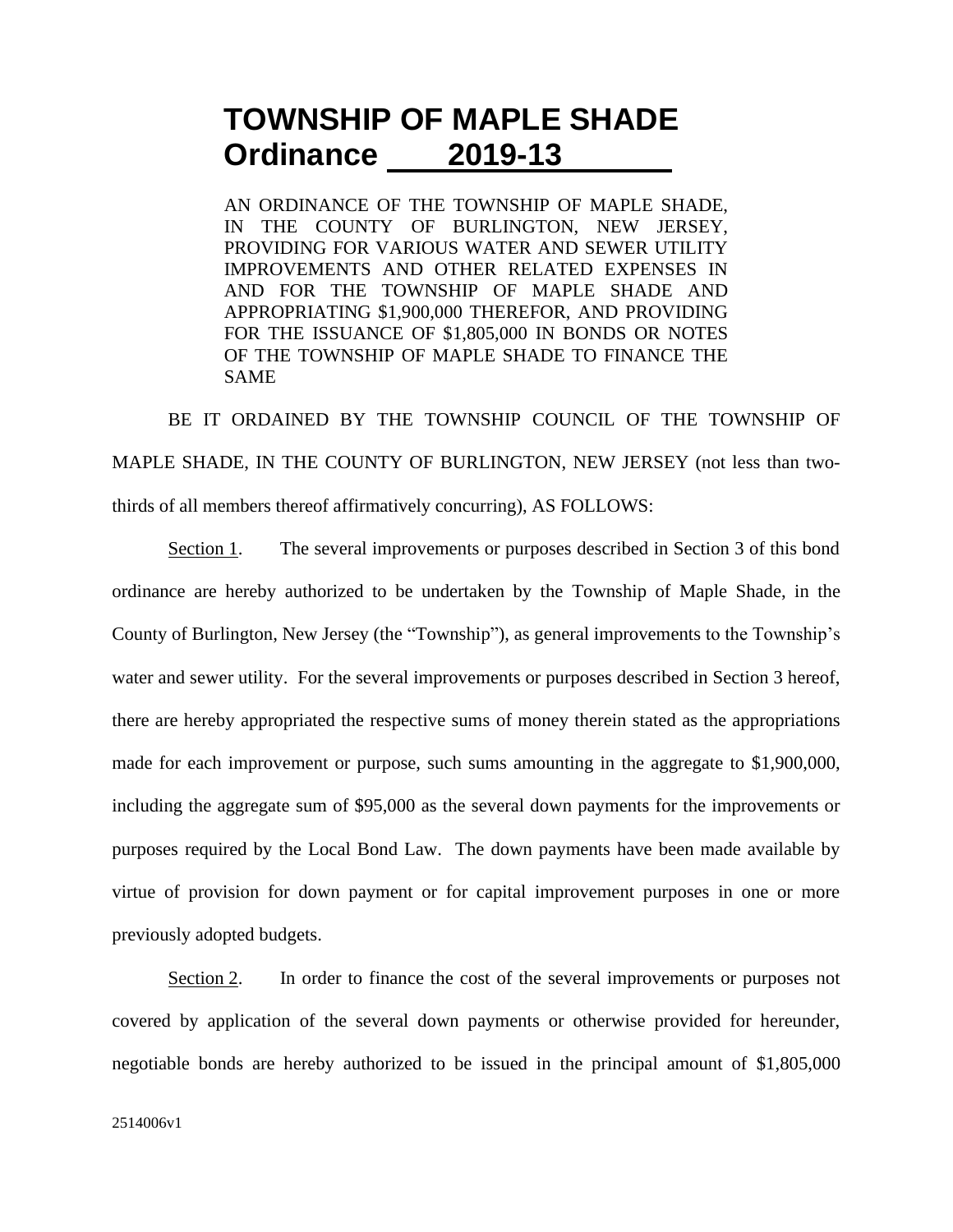# TOWNSHIP OF MAPLE SHADE
# Ordinance 2019-13

AN ORDINANCE OF THE TOWNSHIP OF MAPLE SHADE, IN THE COUNTY OF BURLINGTON, NEW JERSEY, PROVIDING FOR VARIOUS WATER AND SEWER UTILITY IMPROVEMENTS AND OTHER RELATED EXPENSES IN AND FOR THE TOWNSHIP OF MAPLE SHADE AND APPROPRIATING $1,900,000 THEREFOR, AND PROVIDING FOR THE ISSUANCE OF $1,805,000 IN BONDS OR NOTES OF THE TOWNSHIP OF MAPLE SHADE TO FINANCE THE SAME

BE IT ORDAINED BY THE TOWNSHIP COUNCIL OF THE TOWNSHIP OF MAPLE SHADE, IN THE COUNTY OF BURLINGTON, NEW JERSEY (not less than two-thirds of all members thereof affirmatively concurring), AS FOLLOWS:

Section 1. The several improvements or purposes described in Section 3 of this bond ordinance are hereby authorized to be undertaken by the Township of Maple Shade, in the County of Burlington, New Jersey (the "Township"), as general improvements to the Township's water and sewer utility. For the several improvements or purposes described in Section 3 hereof, there are hereby appropriated the respective sums of money therein stated as the appropriations made for each improvement or purpose, such sums amounting in the aggregate to $1,900,000, including the aggregate sum of $95,000 as the several down payments for the improvements or purposes required by the Local Bond Law. The down payments have been made available by virtue of provision for down payment or for capital improvement purposes in one or more previously adopted budgets.

Section 2. In order to finance the cost of the several improvements or purposes not covered by application of the several down payments or otherwise provided for hereunder, negotiable bonds are hereby authorized to be issued in the principal amount of $1,805,000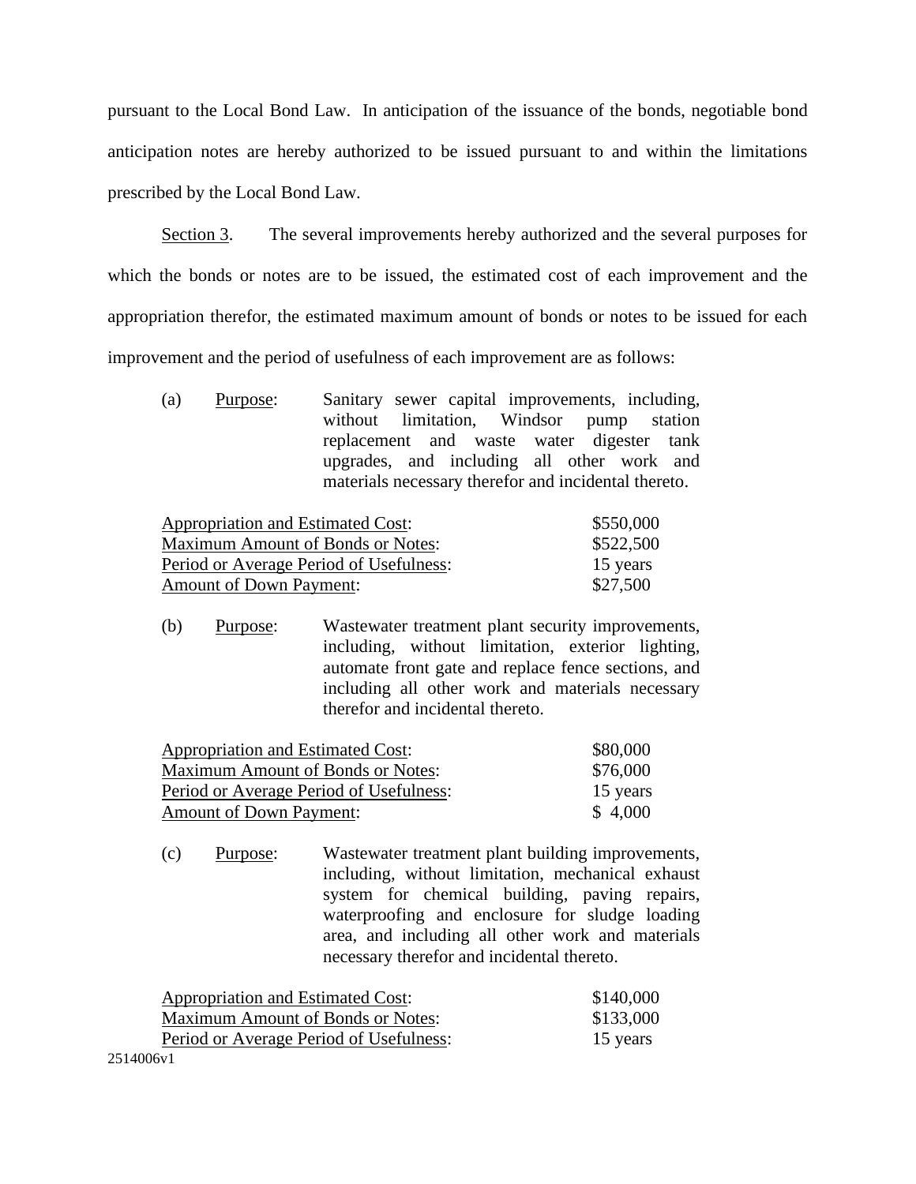pursuant to the Local Bond Law. In anticipation of the issuance of the bonds, negotiable bond anticipation notes are hereby authorized to be issued pursuant to and within the limitations prescribed by the Local Bond Law.

Section 3. The several improvements hereby authorized and the several purposes for which the bonds or notes are to be issued, the estimated cost of each improvement and the appropriation therefor, the estimated maximum amount of bonds or notes to be issued for each improvement and the period of usefulness of each improvement are as follows:

(a) Purpose: Sanitary sewer capital improvements, including, without limitation, Windsor pump station replacement and waste water digester tank upgrades, and including all other work and materials necessary therefor and incidental thereto.

| | |
|---|---|
| Appropriation and Estimated Cost: | $550,000 |
| Maximum Amount of Bonds or Notes: | $522,500 |
| Period or Average Period of Usefulness: | 15 years |
| Amount of Down Payment: | $27,500 |

(b) Purpose: Wastewater treatment plant security improvements, including, without limitation, exterior lighting, automate front gate and replace fence sections, and including all other work and materials necessary therefor and incidental thereto.

| | |
|---|---|
| Appropriation and Estimated Cost: | $80,000 |
| Maximum Amount of Bonds or Notes: | $76,000 |
| Period or Average Period of Usefulness: | 15 years |
| Amount of Down Payment: | $ 4,000 |

(c) Purpose: Wastewater treatment plant building improvements, including, without limitation, mechanical exhaust system for chemical building, paving repairs, waterproofing and enclosure for sludge loading area, and including all other work and materials necessary therefor and incidental thereto.

| | |
|---|---|
| Appropriation and Estimated Cost: | $140,000 |
| Maximum Amount of Bonds or Notes: | $133,000 |
| Period or Average Period of Usefulness: | 15 years |

2514006v1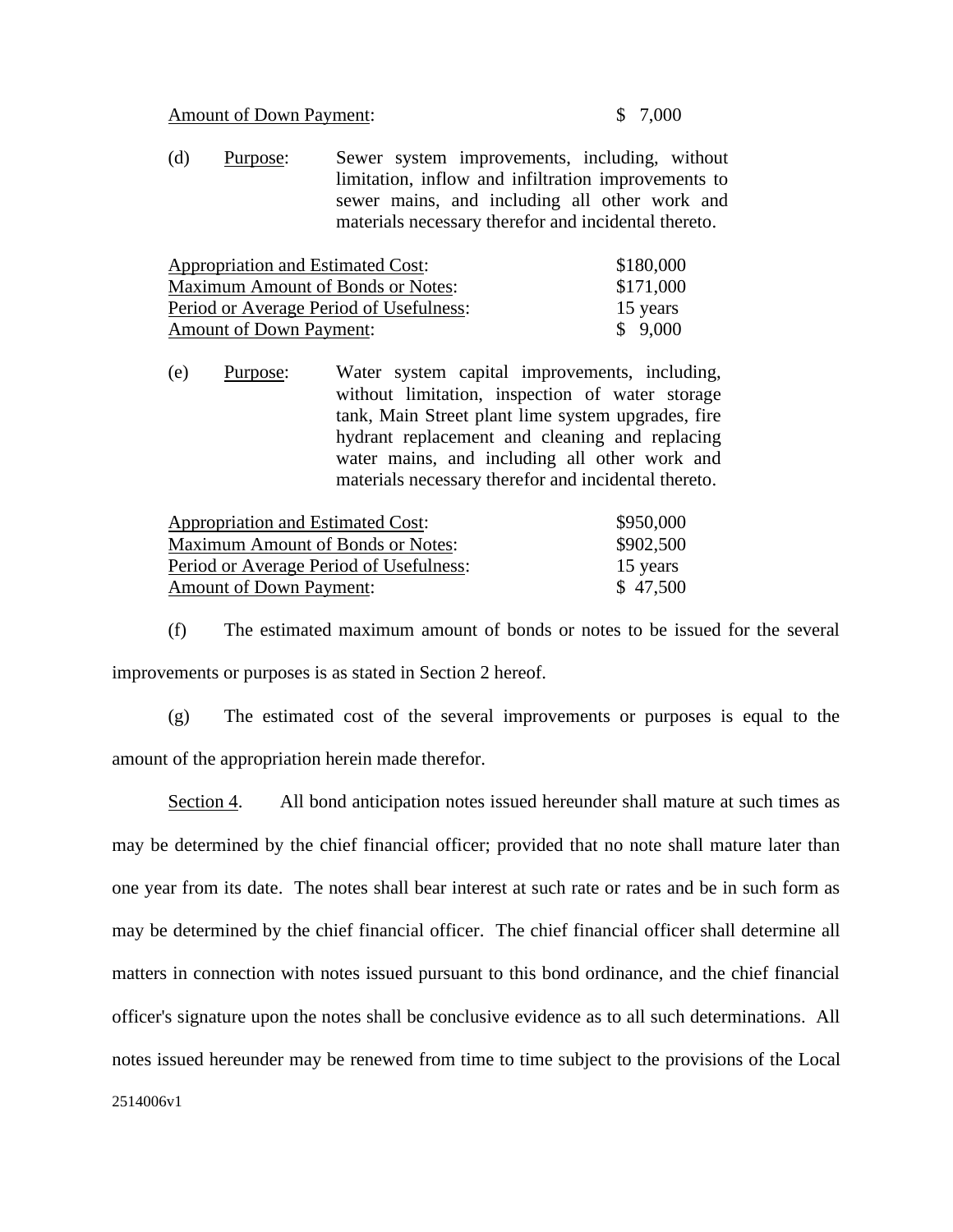Amount of Down Payment: $ 7,000

(d) Purpose: Sewer system improvements, including, without limitation, inflow and infiltration improvements to sewer mains, and including all other work and materials necessary therefor and incidental thereto.

| | |
|---|---|
| Appropriation and Estimated Cost: | $180,000 |
| Maximum Amount of Bonds or Notes: | $171,000 |
| Period or Average Period of Usefulness: | 15 years |
| Amount of Down Payment: | $ 9,000 |

(e) Purpose: Water system capital improvements, including, without limitation, inspection of water storage tank, Main Street plant lime system upgrades, fire hydrant replacement and cleaning and replacing water mains, and including all other work and materials necessary therefor and incidental thereto.

| | |
|---|---|
| Appropriation and Estimated Cost: | $950,000 |
| Maximum Amount of Bonds or Notes: | $902,500 |
| Period or Average Period of Usefulness: | 15 years |
| Amount of Down Payment: | $ 47,500 |

(f) The estimated maximum amount of bonds or notes to be issued for the several improvements or purposes is as stated in Section 2 hereof.

(g) The estimated cost of the several improvements or purposes is equal to the amount of the appropriation herein made therefor.

Section 4. All bond anticipation notes issued hereunder shall mature at such times as may be determined by the chief financial officer; provided that no note shall mature later than one year from its date. The notes shall bear interest at such rate or rates and be in such form as may be determined by the chief financial officer. The chief financial officer shall determine all matters in connection with notes issued pursuant to this bond ordinance, and the chief financial officer's signature upon the notes shall be conclusive evidence as to all such determinations. All notes issued hereunder may be renewed from time to time subject to the provisions of the Local

2514006v1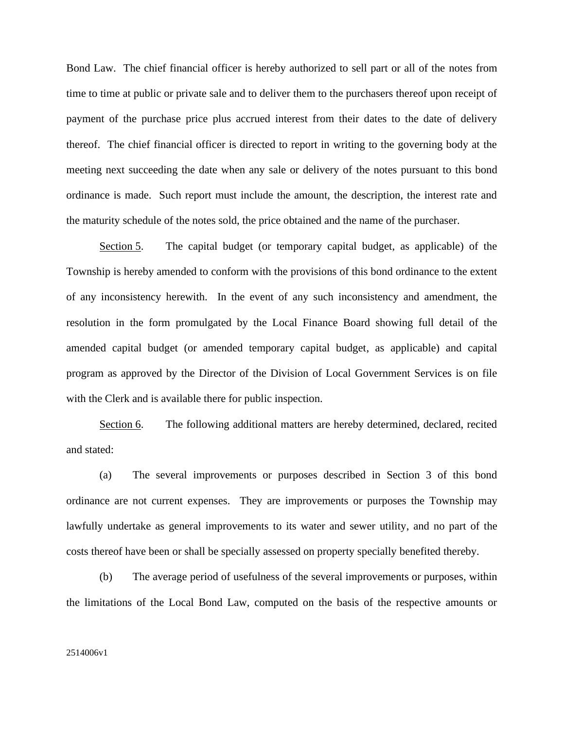Bond Law. The chief financial officer is hereby authorized to sell part or all of the notes from time to time at public or private sale and to deliver them to the purchasers thereof upon receipt of payment of the purchase price plus accrued interest from their dates to the date of delivery thereof. The chief financial officer is directed to report in writing to the governing body at the meeting next succeeding the date when any sale or delivery of the notes pursuant to this bond ordinance is made. Such report must include the amount, the description, the interest rate and the maturity schedule of the notes sold, the price obtained and the name of the purchaser.

Section 5. The capital budget (or temporary capital budget, as applicable) of the Township is hereby amended to conform with the provisions of this bond ordinance to the extent of any inconsistency herewith. In the event of any such inconsistency and amendment, the resolution in the form promulgated by the Local Finance Board showing full detail of the amended capital budget (or amended temporary capital budget, as applicable) and capital program as approved by the Director of the Division of Local Government Services is on file with the Clerk and is available there for public inspection.

Section 6. The following additional matters are hereby determined, declared, recited and stated:

(a) The several improvements or purposes described in Section 3 of this bond ordinance are not current expenses. They are improvements or purposes the Township may lawfully undertake as general improvements to its water and sewer utility, and no part of the costs thereof have been or shall be specially assessed on property specially benefited thereby.

(b) The average period of usefulness of the several improvements or purposes, within the limitations of the Local Bond Law, computed on the basis of the respective amounts or

2514006v1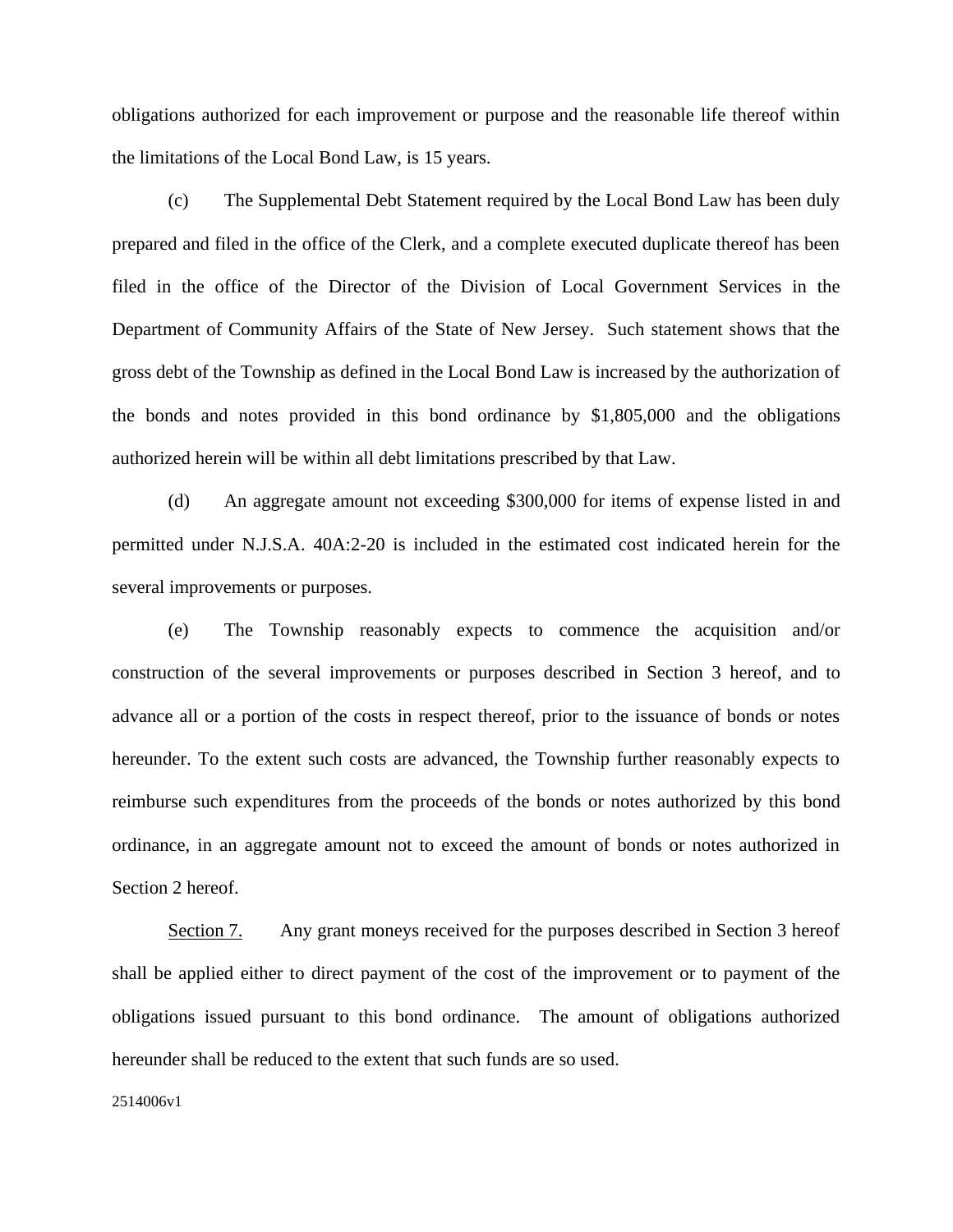obligations authorized for each improvement or purpose and the reasonable life thereof within the limitations of the Local Bond Law, is 15 years.

(c) The Supplemental Debt Statement required by the Local Bond Law has been duly prepared and filed in the office of the Clerk, and a complete executed duplicate thereof has been filed in the office of the Director of the Division of Local Government Services in the Department of Community Affairs of the State of New Jersey. Such statement shows that the gross debt of the Township as defined in the Local Bond Law is increased by the authorization of the bonds and notes provided in this bond ordinance by $1,805,000 and the obligations authorized herein will be within all debt limitations prescribed by that Law.

(d) An aggregate amount not exceeding $300,000 for items of expense listed in and permitted under N.J.S.A. 40A:2-20 is included in the estimated cost indicated herein for the several improvements or purposes.

(e) The Township reasonably expects to commence the acquisition and/or construction of the several improvements or purposes described in Section 3 hereof, and to advance all or a portion of the costs in respect thereof, prior to the issuance of bonds or notes hereunder. To the extent such costs are advanced, the Township further reasonably expects to reimburse such expenditures from the proceeds of the bonds or notes authorized by this bond ordinance, in an aggregate amount not to exceed the amount of bonds or notes authorized in Section 2 hereof.

Section 7. Any grant moneys received for the purposes described in Section 3 hereof shall be applied either to direct payment of the cost of the improvement or to payment of the obligations issued pursuant to this bond ordinance. The amount of obligations authorized hereunder shall be reduced to the extent that such funds are so used.

2514006v1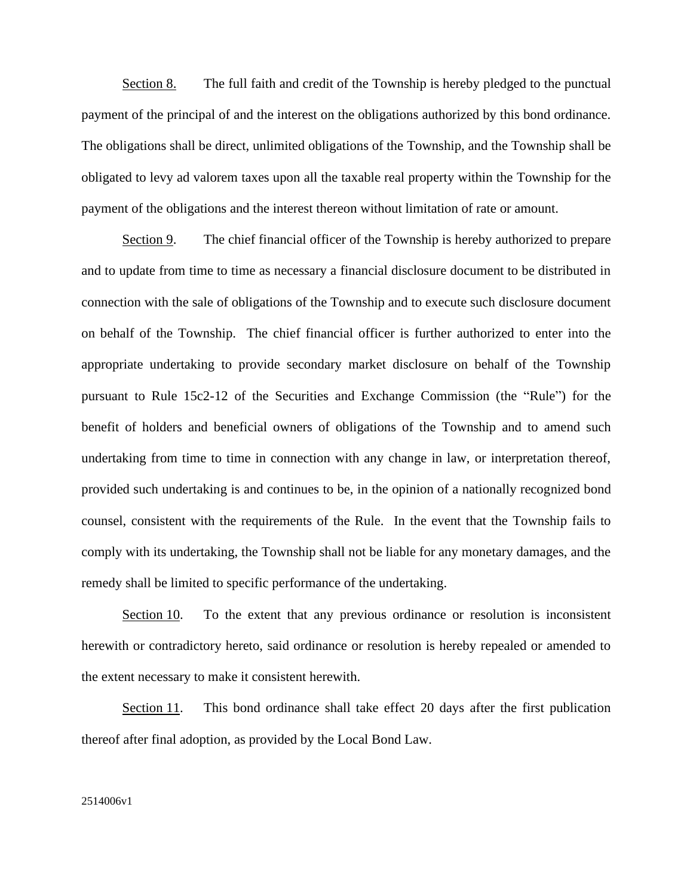Section 8. The full faith and credit of the Township is hereby pledged to the punctual payment of the principal of and the interest on the obligations authorized by this bond ordinance. The obligations shall be direct, unlimited obligations of the Township, and the Township shall be obligated to levy ad valorem taxes upon all the taxable real property within the Township for the payment of the obligations and the interest thereon without limitation of rate or amount.

Section 9. The chief financial officer of the Township is hereby authorized to prepare and to update from time to time as necessary a financial disclosure document to be distributed in connection with the sale of obligations of the Township and to execute such disclosure document on behalf of the Township. The chief financial officer is further authorized to enter into the appropriate undertaking to provide secondary market disclosure on behalf of the Township pursuant to Rule 15c2-12 of the Securities and Exchange Commission (the "Rule") for the benefit of holders and beneficial owners of obligations of the Township and to amend such undertaking from time to time in connection with any change in law, or interpretation thereof, provided such undertaking is and continues to be, in the opinion of a nationally recognized bond counsel, consistent with the requirements of the Rule. In the event that the Township fails to comply with its undertaking, the Township shall not be liable for any monetary damages, and the remedy shall be limited to specific performance of the undertaking.

Section 10. To the extent that any previous ordinance or resolution is inconsistent herewith or contradictory hereto, said ordinance or resolution is hereby repealed or amended to the extent necessary to make it consistent herewith.

Section 11. This bond ordinance shall take effect 20 days after the first publication thereof after final adoption, as provided by the Local Bond Law.

2514006v1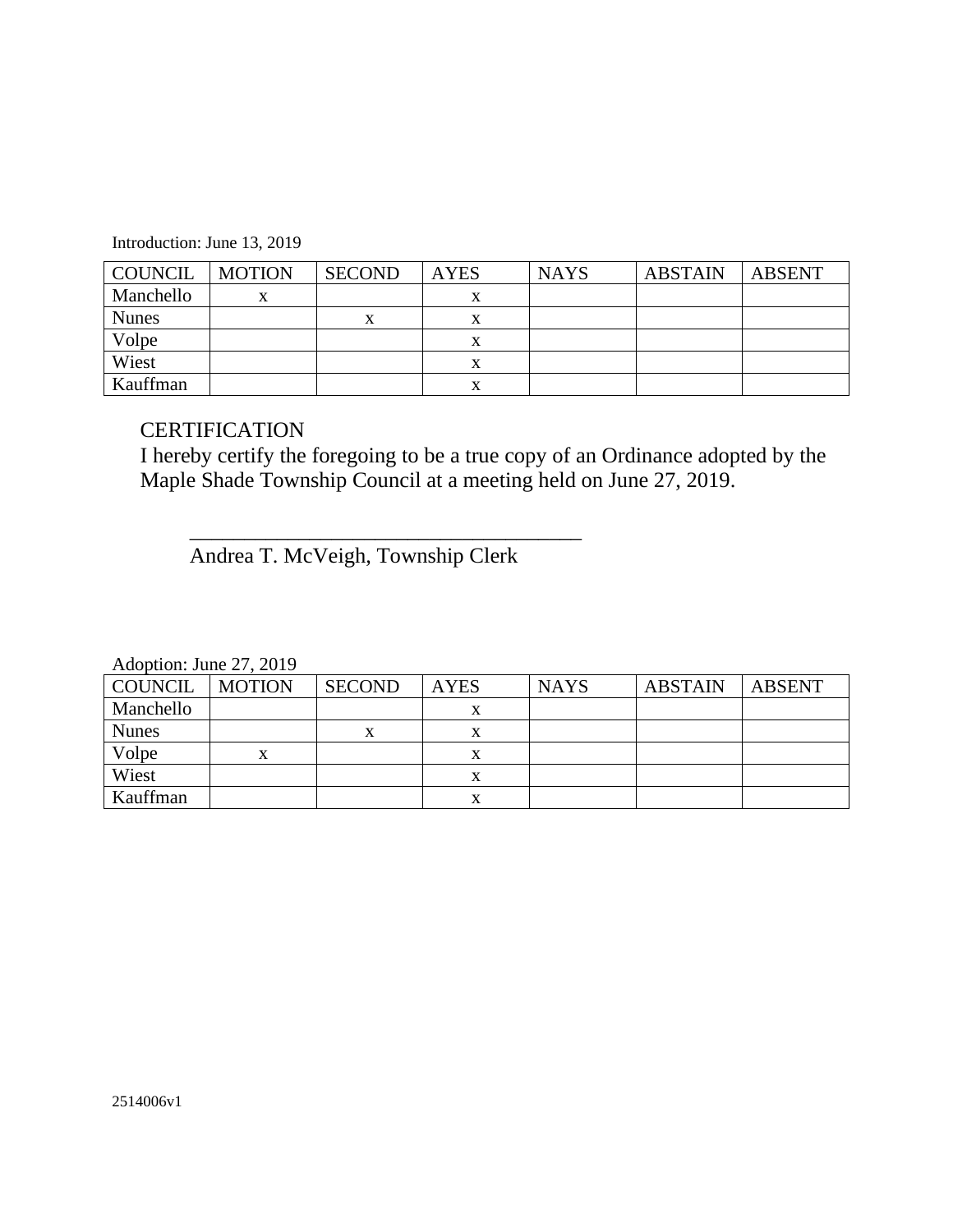Introduction: June 13, 2019

| COUNCIL | MOTION | SECOND | AYES | NAYS | ABSTAIN | ABSENT |
|---|---|---|---|---|---|---|
| Manchello | x | | x | | | |
| Nunes | | x | x | | | |
| Volpe | | | x | | | |
| Wiest | | | x | | | |
| Kauffman | | | x | | | |

CERTIFICATION

I hereby certify the foregoing to be a true copy of an Ordinance adopted by the Maple Shade Township Council at a meeting held on June 27, 2019.

_____________________________________

Andrea T. McVeigh, Township Clerk

Adoption: June 27, 2019

| COUNCIL | MOTION | SECOND | AYES | NAYS | ABSTAIN | ABSENT |
|---|---|---|---|---|---|---|
| Manchello | | | x | | | |
| Nunes | | x | x | | | |
| Volpe | x | | x | | | |
| Wiest | | | x | | | |
| Kauffman | | | x | | | |

2514006v1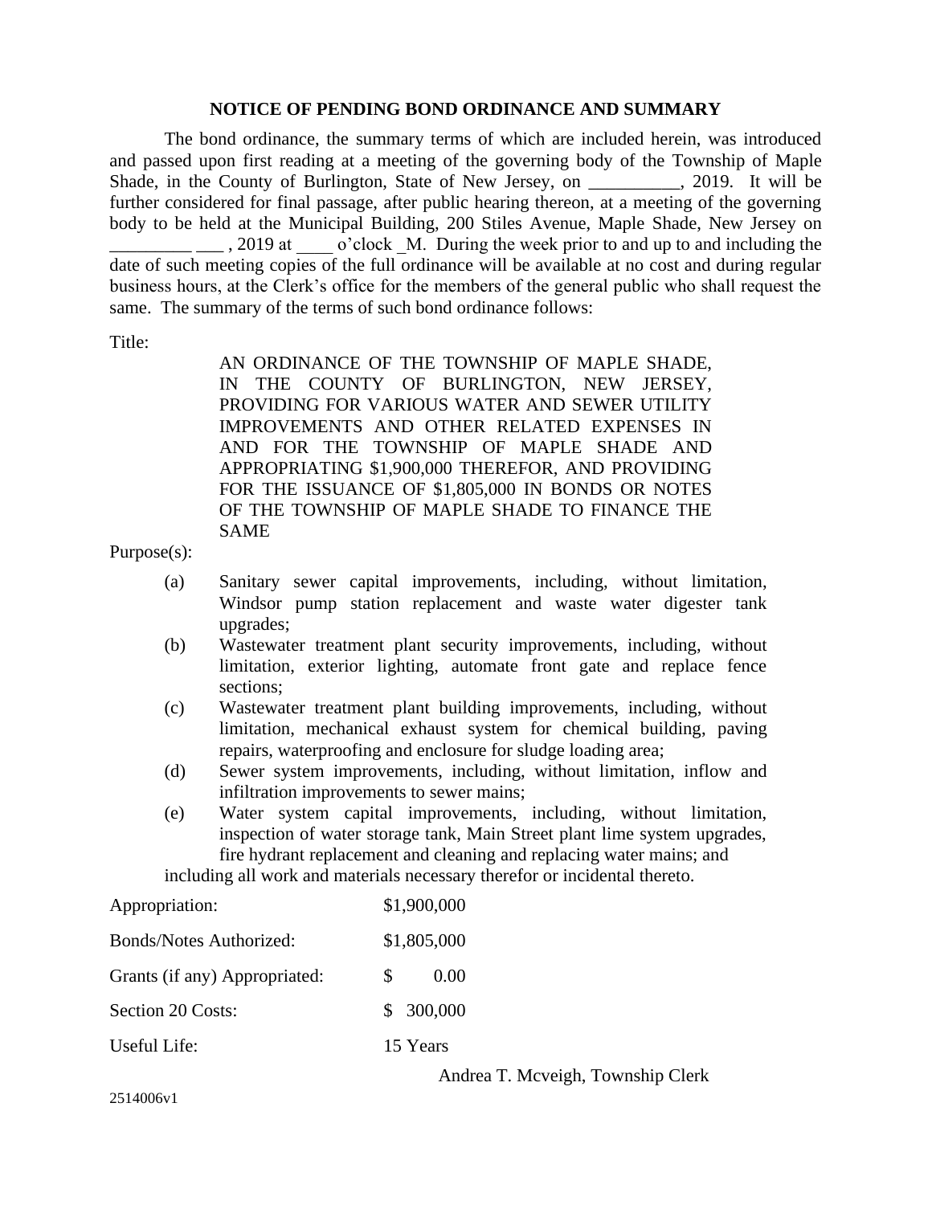## NOTICE OF PENDING BOND ORDINANCE AND SUMMARY

The bond ordinance, the summary terms of which are included herein, was introduced and passed upon first reading at a meeting of the governing body of the Township of Maple Shade, in the County of Burlington, State of New Jersey, on __________, 2019. It will be further considered for final passage, after public hearing thereon, at a meeting of the governing body to be held at the Municipal Building, 200 Stiles Avenue, Maple Shade, New Jersey on _________ ___ , 2019 at ____ o'clock _M. During the week prior to and up to and including the date of such meeting copies of the full ordinance will be available at no cost and during regular business hours, at the Clerk's office for the members of the general public who shall request the same. The summary of the terms of such bond ordinance follows:

Title:

AN ORDINANCE OF THE TOWNSHIP OF MAPLE SHADE, IN THE COUNTY OF BURLINGTON, NEW JERSEY, PROVIDING FOR VARIOUS WATER AND SEWER UTILITY IMPROVEMENTS AND OTHER RELATED EXPENSES IN AND FOR THE TOWNSHIP OF MAPLE SHADE AND APPROPRIATING $1,900,000 THEREFOR, AND PROVIDING FOR THE ISSUANCE OF $1,805,000 IN BONDS OR NOTES OF THE TOWNSHIP OF MAPLE SHADE TO FINANCE THE SAME

Purpose(s):

(a) Sanitary sewer capital improvements, including, without limitation, Windsor pump station replacement and waste water digester tank upgrades;

(b) Wastewater treatment plant security improvements, including, without limitation, exterior lighting, automate front gate and replace fence sections;

(c) Wastewater treatment plant building improvements, including, without limitation, mechanical exhaust system for chemical building, paving repairs, waterproofing and enclosure for sludge loading area;

(d) Sewer system improvements, including, without limitation, inflow and infiltration improvements to sewer mains;

(e) Water system capital improvements, including, without limitation, inspection of water storage tank, Main Street plant lime system upgrades, fire hydrant replacement and cleaning and replacing water mains; and

including all work and materials necessary therefor or incidental thereto.

| | |
|---|---|
| Appropriation: | $1,900,000 |
| Bonds/Notes Authorized: | $1,805,000 |
| Grants (if any) Appropriated: | $ 0.00 |
| Section 20 Costs: | $ 300,000 |
| Useful Life: | 15 Years |

Andrea T. Mcveigh, Township Clerk

2514006v1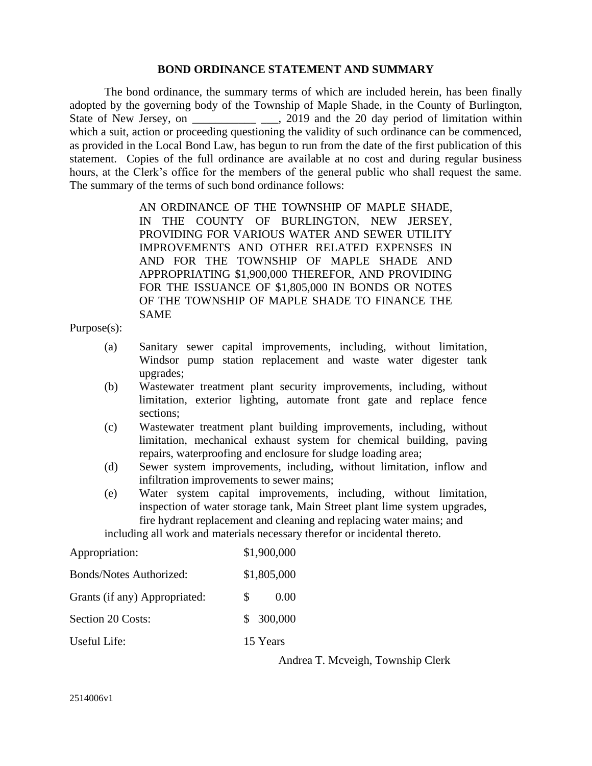**BOND ORDINANCE STATEMENT AND SUMMARY**

The bond ordinance, the summary terms of which are included herein, has been finally adopted by the governing body of the Township of Maple Shade, in the County of Burlington, State of New Jersey, on ___________ ___, 2019 and the 20 day period of limitation within which a suit, action or proceeding questioning the validity of such ordinance can be commenced, as provided in the Local Bond Law, has begun to run from the date of the first publication of this statement. Copies of the full ordinance are available at no cost and during regular business hours, at the Clerk's office for the members of the general public who shall request the same. The summary of the terms of such bond ordinance follows:

> AN ORDINANCE OF THE TOWNSHIP OF MAPLE SHADE, IN THE COUNTY OF BURLINGTON, NEW JERSEY, PROVIDING FOR VARIOUS WATER AND SEWER UTILITY IMPROVEMENTS AND OTHER RELATED EXPENSES IN AND FOR THE TOWNSHIP OF MAPLE SHADE AND APPROPRIATING $1,900,000 THEREFOR, AND PROVIDING FOR THE ISSUANCE OF $1,805,000 IN BONDS OR NOTES OF THE TOWNSHIP OF MAPLE SHADE TO FINANCE THE SAME

Purpose(s):

(a) Sanitary sewer capital improvements, including, without limitation, Windsor pump station replacement and waste water digester tank upgrades;

(b) Wastewater treatment plant security improvements, including, without limitation, exterior lighting, automate front gate and replace fence sections;

(c) Wastewater treatment plant building improvements, including, without limitation, mechanical exhaust system for chemical building, paving repairs, waterproofing and enclosure for sludge loading area;

(d) Sewer system improvements, including, without limitation, inflow and infiltration improvements to sewer mains;

(e) Water system capital improvements, including, without limitation, inspection of water storage tank, Main Street plant lime system upgrades, fire hydrant replacement and cleaning and replacing water mains; and

including all work and materials necessary therefor or incidental thereto.

| | |
|---|---|
| Appropriation: | $1,900,000 |
| Bonds/Notes Authorized: | $1,805,000 |
| Grants (if any) Appropriated: | $ 0.00 |
| Section 20 Costs: | $ 300,000 |
| Useful Life: | 15 Years |

Andrea T. Mcveigh, Township Clerk

2514006v1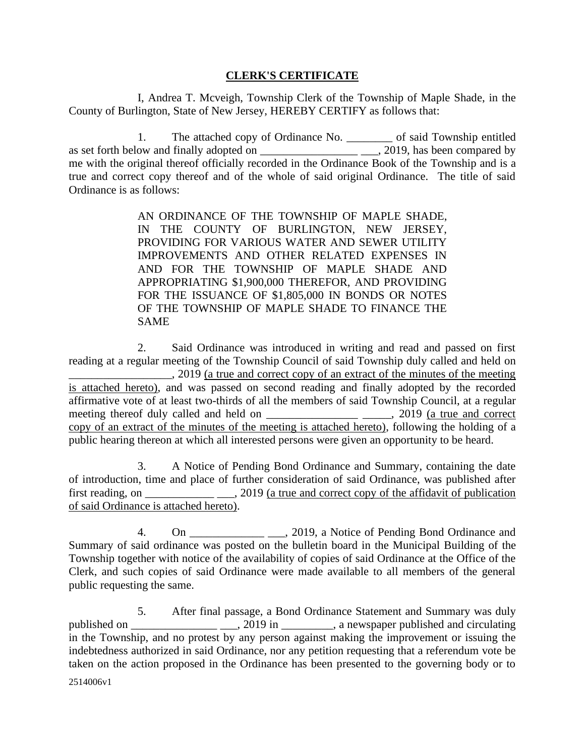**CLERK'S CERTIFICATE**

I, Andrea T. Mcveigh, Township Clerk of the Township of Maple Shade, in the County of Burlington, State of New Jersey, HEREBY CERTIFY as follows that:

1. The attached copy of Ordinance No. ________ of said Township entitled as set forth below and finally adopted on _________________ ___, 2019, has been compared by me with the original thereof officially recorded in the Ordinance Book of the Township and is a true and correct copy thereof and of the whole of said original Ordinance. The title of said Ordinance is as follows:

> AN ORDINANCE OF THE TOWNSHIP OF MAPLE SHADE, IN THE COUNTY OF BURLINGTON, NEW JERSEY, PROVIDING FOR VARIOUS WATER AND SEWER UTILITY IMPROVEMENTS AND OTHER RELATED EXPENSES IN AND FOR THE TOWNSHIP OF MAPLE SHADE AND APPROPRIATING $1,900,000 THEREFOR, AND PROVIDING FOR THE ISSUANCE OF $1,805,000 IN BONDS OR NOTES OF THE TOWNSHIP OF MAPLE SHADE TO FINANCE THE SAME

2. Said Ordinance was introduced in writing and read and passed on first reading at a regular meeting of the Township Council of said Township duly called and held on __________________, 2019 (a true and correct copy of an extract of the minutes of the meeting is attached hereto), and was passed on second reading and finally adopted by the recorded affirmative vote of at least two-thirds of all the members of said Township Council, at a regular meeting thereof duly called and held on ________________ _____, 2019 (a true and correct copy of an extract of the minutes of the meeting is attached hereto), following the holding of a public hearing thereon at which all interested persons were given an opportunity to be heard.

3. A Notice of Pending Bond Ordinance and Summary, containing the date of introduction, time and place of further consideration of said Ordinance, was published after first reading, on ____________ ___, 2019 (a true and correct copy of the affidavit of publication of said Ordinance is attached hereto).

4. On _____________ ___, 2019, a Notice of Pending Bond Ordinance and Summary of said ordinance was posted on the bulletin board in the Municipal Building of the Township together with notice of the availability of copies of said Ordinance at the Office of the Clerk, and such copies of said Ordinance were made available to all members of the general public requesting the same.

5. After final passage, a Bond Ordinance Statement and Summary was duly published on _______________ ___, 2019 in _________, a newspaper published and circulating in the Township, and no protest by any person against making the improvement or issuing the indebtedness authorized in said Ordinance, nor any petition requesting that a referendum vote be taken on the action proposed in the Ordinance has been presented to the governing body or to

2514006v1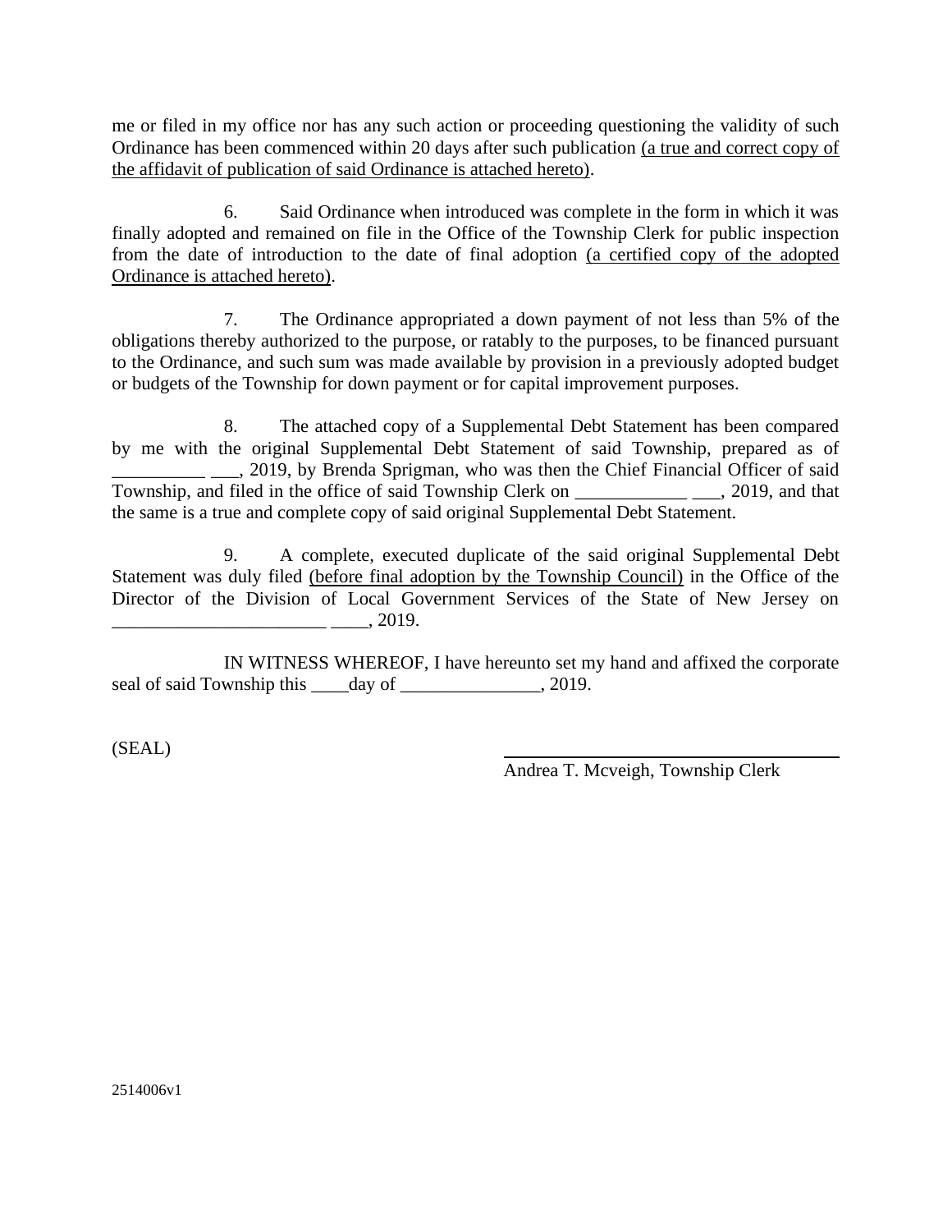me or filed in my office nor has any such action or proceeding questioning the validity of such Ordinance has been commenced within 20 days after such publication <u>(a true and correct copy of the affidavit of publication of said Ordinance is attached hereto)</u>.

6. Said Ordinance when introduced was complete in the form in which it was finally adopted and remained on file in the Office of the Township Clerk for public inspection from the date of introduction to the date of final adoption <u>(a certified copy of the adopted Ordinance is attached hereto)</u>.

7. The Ordinance appropriated a down payment of not less than 5% of the obligations thereby authorized to the purpose, or ratably to the purposes, to be financed pursuant to the Ordinance, and such sum was made available by provision in a previously adopted budget or budgets of the Township for down payment or for capital improvement purposes.

8. The attached copy of a Supplemental Debt Statement has been compared by me with the original Supplemental Debt Statement of said Township, prepared as of __________ ___, 2019, by Brenda Sprigman, who was then the Chief Financial Officer of said Township, and filed in the office of said Township Clerk on ____________ ___, 2019, and that the same is a true and complete copy of said original Supplemental Debt Statement.

9. A complete, executed duplicate of the said original Supplemental Debt Statement was duly filed <u>(before final adoption by the Township Council)</u> in the Office of the Director of the Division of Local Government Services of the State of New Jersey on _______________________ ____, 2019.

IN WITNESS WHEREOF, I have hereunto set my hand and affixed the corporate seal of said Township this ____day of _______________, 2019.

(SEAL)

_________________________________
Andrea T. Mcveigh, Township Clerk

2514006v1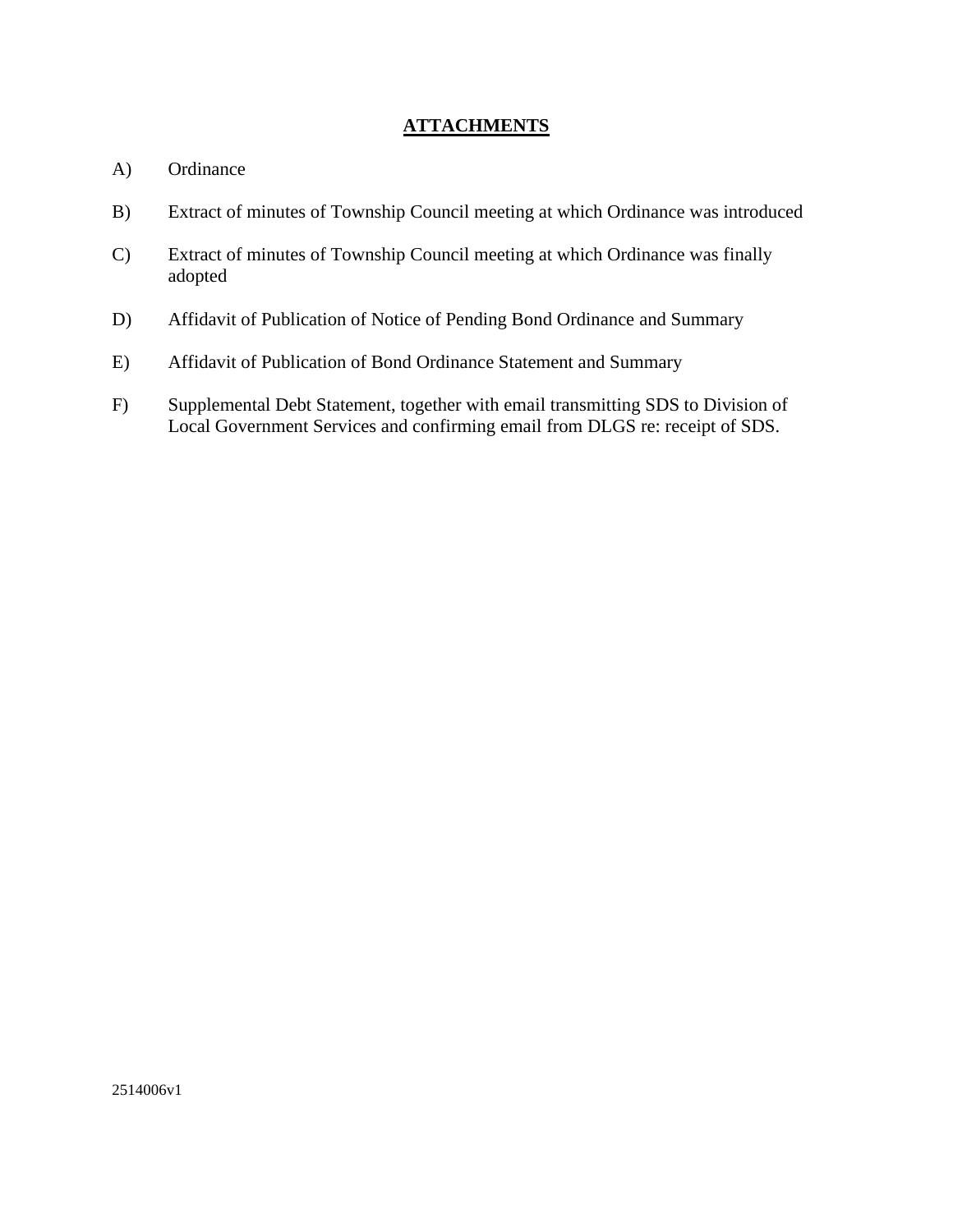## ATTACHMENTS

A) Ordinance

B) Extract of minutes of Township Council meeting at which Ordinance was introduced

C) Extract of minutes of Township Council meeting at which Ordinance was finally adopted

D) Affidavit of Publication of Notice of Pending Bond Ordinance and Summary

E) Affidavit of Publication of Bond Ordinance Statement and Summary

F) Supplemental Debt Statement, together with email transmitting SDS to Division of Local Government Services and confirming email from DLGS re: receipt of SDS.

2514006v1